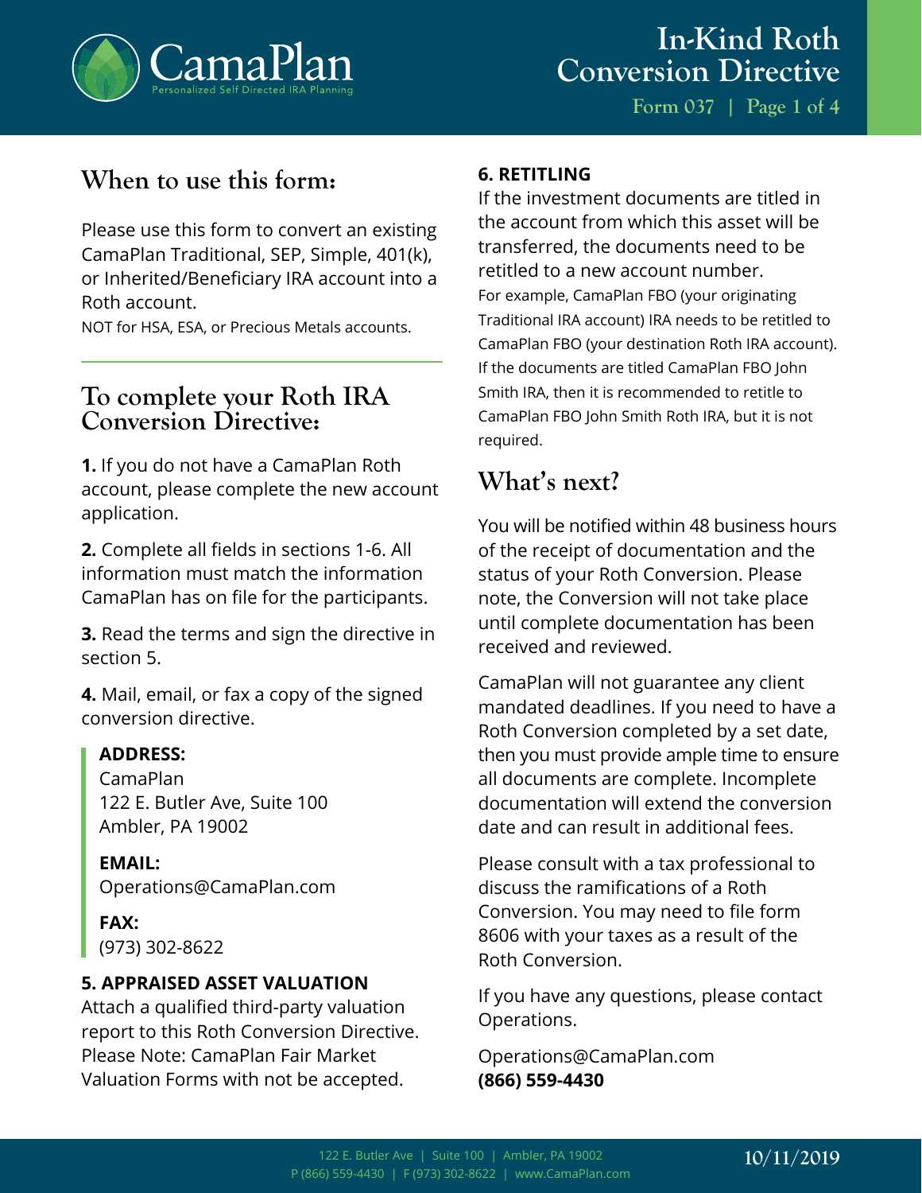# In-Kind Roth Conversion Directive

Form 037

## When to use this form:

Please use this form to convert an existing CamaPlan Traditional, SEP, Simple, 401(k), or Inherited/Beneficiary IRA account into a Roth account.

NOT for HSA, ESA, or Precious Metals accounts.

## To complete your Roth IRA Conversion Directive:

**1.** If you do not have a CamaPlan Roth account, please complete the new account application.

**2.** Complete all fields in sections 1-6. All information must match the information CamaPlan has on file for the participants.

**3.** Read the terms and sign the directive in section 5.

**4.** Mail, email, or fax a copy of the signed conversion directive.

**ADDRESS:**
CamaPlan
122 E. Butler Ave, Suite 100
Ambler, PA 19002

**EMAIL:**
Operations@CamaPlan.com

**FAX:**
(973) 302-8622

**5. APPRAISED ASSET VALUATION**
Attach a qualified third-party valuation report to this Roth Conversion Directive. Please Note: CamaPlan Fair Market Valuation Forms with not be accepted.

**6. RETITLING**
If the investment documents are titled in the account from which this asset will be transferred, the documents need to be retitled to a new account number.
For example, CamaPlan FBO (your originating Traditional IRA account) IRA needs to be retitled to CamaPlan FBO (your destination Roth IRA account). If the documents are titled CamaPlan FBO John Smith IRA, then it is recommended to retitle to CamaPlan FBO John Smith Roth IRA, but it is not required.

## What's next?

You will be notified within 48 business hours of the receipt of documentation and the status of your Roth Conversion. Please note, the Conversion will not take place until complete documentation has been received and reviewed.

CamaPlan will not guarantee any client mandated deadlines. If you need to have a Roth Conversion completed by a set date, then you must provide ample time to ensure all documents are complete. Incomplete documentation will extend the conversion date and can result in additional fees.

Please consult with a tax professional to discuss the ramifications of a Roth Conversion. You may need to file form 8606 with your taxes as a result of the Roth Conversion.

If you have any questions, please contact Operations.

Operations@CamaPlan.com
**(866) 559-4430**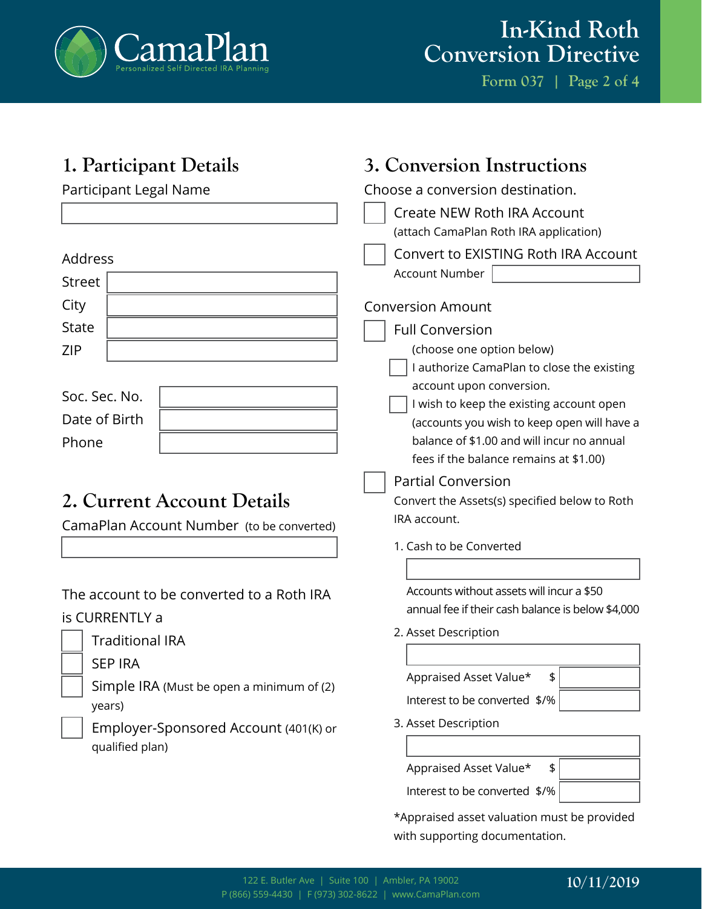# In-Kind Roth Conversion Directive

Form 037

## 1. Participant Details

Participant Legal Name

Address

Street

City

State

ZIP

Soc. Sec. No.

Date of Birth

Phone

## 2. Current Account Details

CamaPlan Account Number (to be converted)

The account to be converted to a Roth IRA is CURRENTLY a

- ☐ Traditional IRA
- ☐ SEP IRA
- ☐ Simple IRA (Must be open a minimum of (2) years)
- ☐ Employer-Sponsored Account (401(K) or qualified plan)

## 3. Conversion Instructions

Choose a conversion destination.

- ☐ Create NEW Roth IRA Account (attach CamaPlan Roth IRA application)
- ☐ Convert to EXISTING Roth IRA Account
  Account Number

Conversion Amount

- ☐ Full Conversion
  (choose one option below)
  - ☐ I authorize CamaPlan to close the existing account upon conversion.
  - ☐ I wish to keep the existing account open (accounts you wish to keep open will have a balance of $1.00 and will incur no annual fees if the balance remains at $1.00)
- ☐ Partial Conversion
  Convert the Assets(s) specified below to Roth IRA account.

1. Cash to be Converted

   Accounts without assets will incur a $50 annual fee if their cash balance is below $4,000

2. Asset Description

   Appraised Asset Value* $

   Interest to be converted $/%

3. Asset Description

   Appraised Asset Value* $

   Interest to be converted $/%

*Appraised asset valuation must be provided with supporting documentation.

122 E. Butler Ave | Suite 100 | Ambler, PA 19002
P (866) 559-4430 | F (973) 302-8622 | www.CamaPlan.com

10/11/2019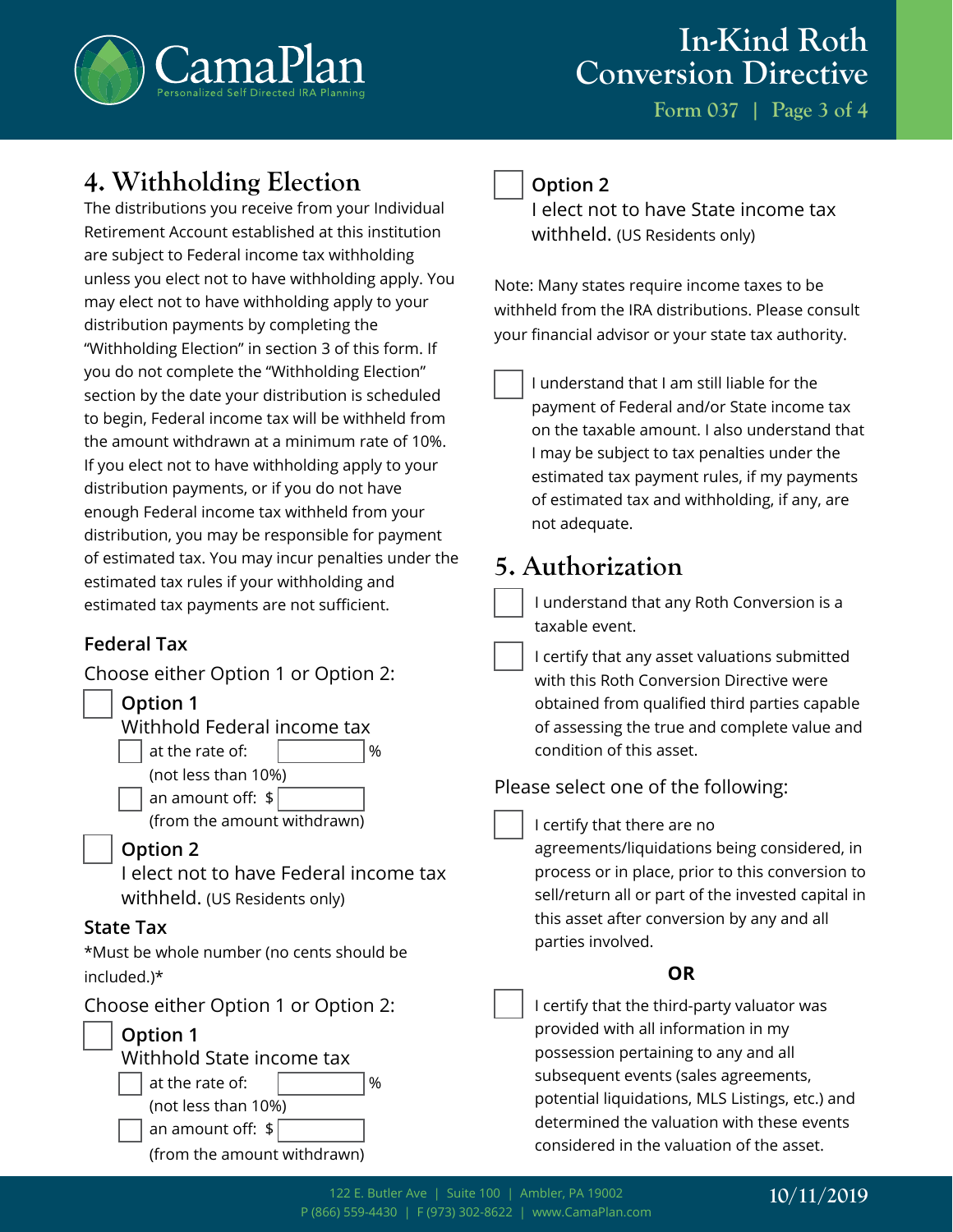## 4. Withholding Election

The distributions you receive from your Individual Retirement Account established at this institution are subject to Federal income tax withholding unless you elect not to have withholding apply. You may elect not to have withholding apply to your distribution payments by completing the "Withholding Election" in section 3 of this form. If you do not complete the "Withholding Election" section by the date your distribution is scheduled to begin, Federal income tax will be withheld from the amount withdrawn at a minimum rate of 10%. If you elect not to have withholding apply to your distribution payments, or if you do not have enough Federal income tax withheld from your distribution, you may be responsible for payment of estimated tax. You may incur penalties under the estimated tax rules if your withholding and estimated tax payments are not sufficient.

### Federal Tax

Choose either Option 1 or Option 2:

☐ **Option 1**
Withhold Federal income tax

- ☐ at the rate of: ________ %
  (not less than 10%)
- ☐ an amount off: $ ________
  (from the amount withdrawn)

☐ **Option 2**
I elect not to have Federal income tax withheld. (US Residents only)

### State Tax

*Must be whole number (no cents should be included.)*

Choose either Option 1 or Option 2:

☐ **Option 1**
Withhold State income tax

- ☐ at the rate of: ________ %
  (not less than 10%)
- ☐ an amount off: $ ________
  (from the amount withdrawn)

☐ **Option 2**
I elect not to have State income tax withheld. (US Residents only)

Note: Many states require income taxes to be withheld from the IRA distributions. Please consult your financial advisor or your state tax authority.

☐ I understand that I am still liable for the payment of Federal and/or State income tax on the taxable amount. I also understand that I may be subject to tax penalties under the estimated tax payment rules, if my payments of estimated tax and withholding, if any, are not adequate.

## 5. Authorization

☐ I understand that any Roth Conversion is a taxable event.

☐ I certify that any asset valuations submitted with this Roth Conversion Directive were obtained from qualified third parties capable of assessing the true and complete value and condition of this asset.

Please select one of the following:

☐ I certify that there are no agreements/liquidations being considered, in process or in place, prior to this conversion to sell/return all or part of the invested capital in this asset after conversion by any and all parties involved.

**OR**

☐ I certify that the third-party valuator was provided with all information in my possession pertaining to any and all subsequent events (sales agreements, potential liquidations, MLS Listings, etc.) and determined the valuation with these events considered in the valuation of the asset.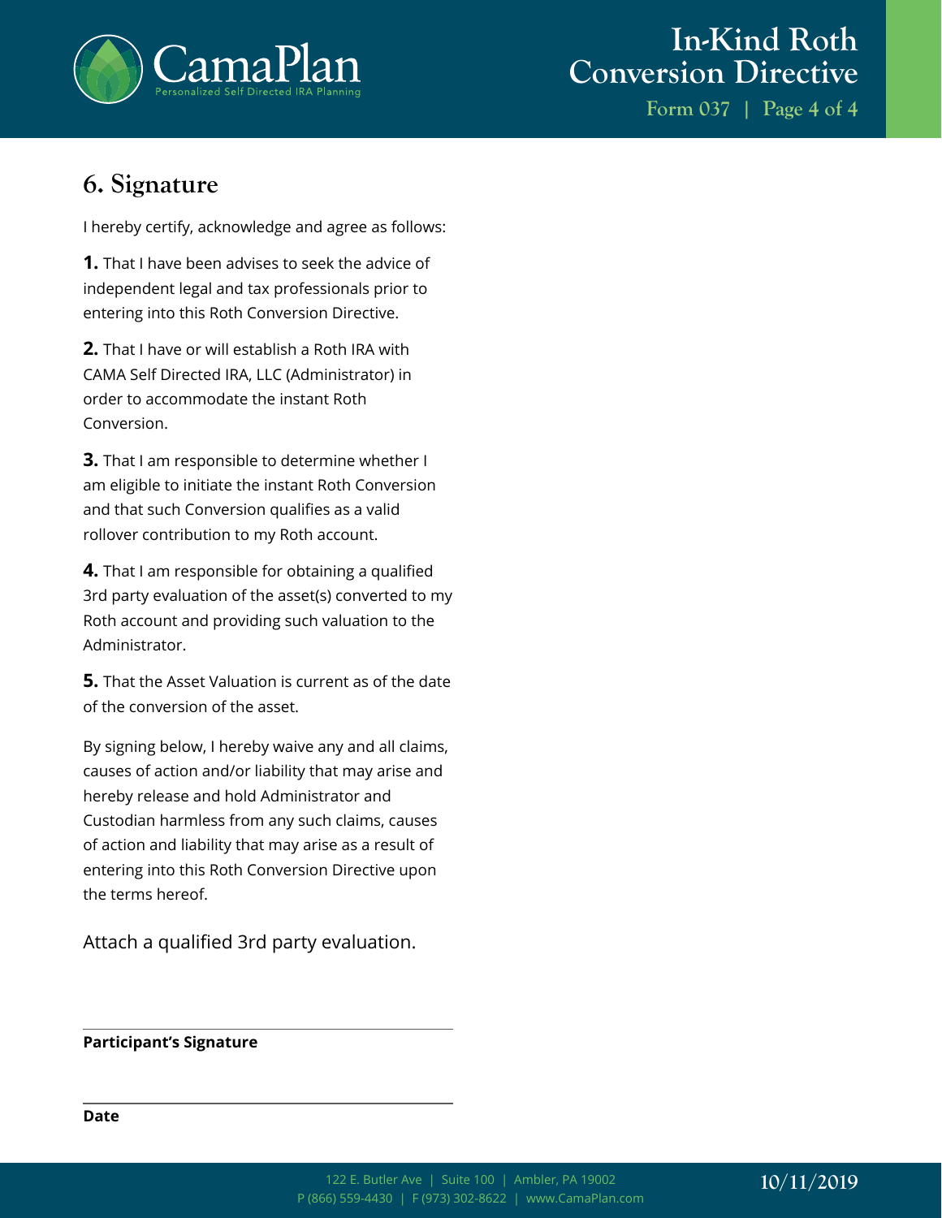## 6. Signature

I hereby certify, acknowledge and agree as follows:

**1.** That I have been advises to seek the advice of independent legal and tax professionals prior to entering into this Roth Conversion Directive.

**2.** That I have or will establish a Roth IRA with CAMA Self Directed IRA, LLC (Administrator) in order to accommodate the instant Roth Conversion.

**3.** That I am responsible to determine whether I am eligible to initiate the instant Roth Conversion and that such Conversion qualifies as a valid rollover contribution to my Roth account.

**4.** That I am responsible for obtaining a qualified 3rd party evaluation of the asset(s) converted to my Roth account and providing such valuation to the Administrator.

**5.** That the Asset Valuation is current as of the date of the conversion of the asset.

By signing below, I hereby waive any and all claims, causes of action and/or liability that may arise and hereby release and hold Administrator and Custodian harmless from any such claims, causes of action and liability that may arise as a result of entering into this Roth Conversion Directive upon the terms hereof.

Attach a qualified 3rd party evaluation.

\_\_\_\_\_\_\_\_\_\_\_\_\_\_\_\_\_\_\_\_\_\_\_\_\_\_\_\_\_\_\_\_\_\_\_\_\_\_\_\_

**Participant's Signature**

\_\_\_\_\_\_\_\_\_\_\_\_\_\_\_\_\_\_\_\_\_\_\_\_\_\_\_\_\_\_\_\_\_\_\_\_\_\_\_\_

**Date**